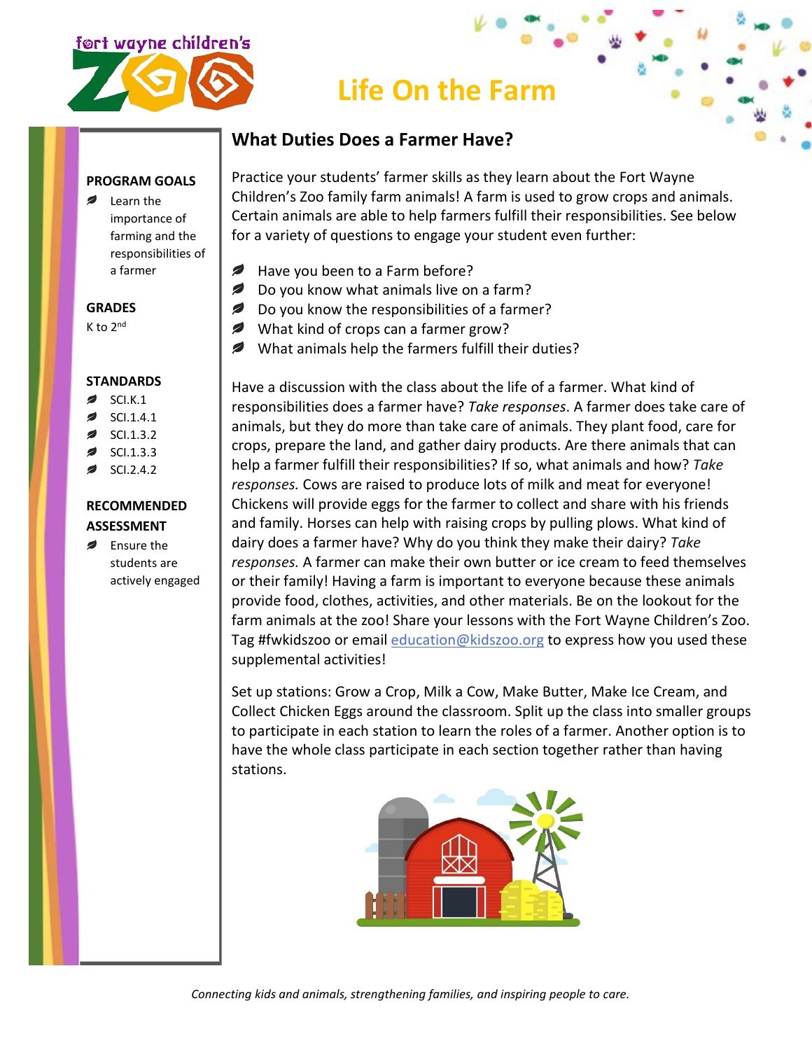fort wayne children's ZOO

# Life On the Farm

### PROGRAM GOALS

- Learn the importance of farming and the responsibilities of a farmer

### GRADES

K to 2nd

### STANDARDS

- SCI.K.1
- SCI.1.4.1
- SCI.1.3.2
- SCI.1.3.3
- SCI.2.4.2

### RECOMMENDED ASSESSMENT

- Ensure the students are actively engaged

## What Duties Does a Farmer Have?

Practice your students' farmer skills as they learn about the Fort Wayne Children's Zoo family farm animals! A farm is used to grow crops and animals. Certain animals are able to help farmers fulfill their responsibilities. See below for a variety of questions to engage your student even further:

- Have you been to a Farm before?
- Do you know what animals live on a farm?
- Do you know the responsibilities of a farmer?
- What kind of crops can a farmer grow?
- What animals help the farmers fulfill their duties?

Have a discussion with the class about the life of a farmer. What kind of responsibilities does a farmer have? *Take responses*. A farmer does take care of animals, but they do more than take care of animals. They plant food, care for crops, prepare the land, and gather dairy products. Are there animals that can help a farmer fulfill their responsibilities? If so, what animals and how? *Take responses.* Cows are raised to produce lots of milk and meat for everyone! Chickens will provide eggs for the farmer to collect and share with his friends and family. Horses can help with raising crops by pulling plows. What kind of dairy does a farmer have? Why do you think they make their dairy? *Take responses.* A farmer can make their own butter or ice cream to feed themselves or their family! Having a farm is important to everyone because these animals provide food, clothes, activities, and other materials. Be on the lookout for the farm animals at the zoo! Share your lessons with the Fort Wayne Children's Zoo. Tag #fwkidszoo or email education@kidszoo.org to express how you used these supplemental activities!

Set up stations: Grow a Crop, Milk a Cow, Make Butter, Make Ice Cream, and Collect Chicken Eggs around the classroom. Split up the class into smaller groups to participate in each station to learn the roles of a farmer. Another option is to have the whole class participate in each section together rather than having stations.

*Connecting kids and animals, strengthening families, and inspiring people to care.*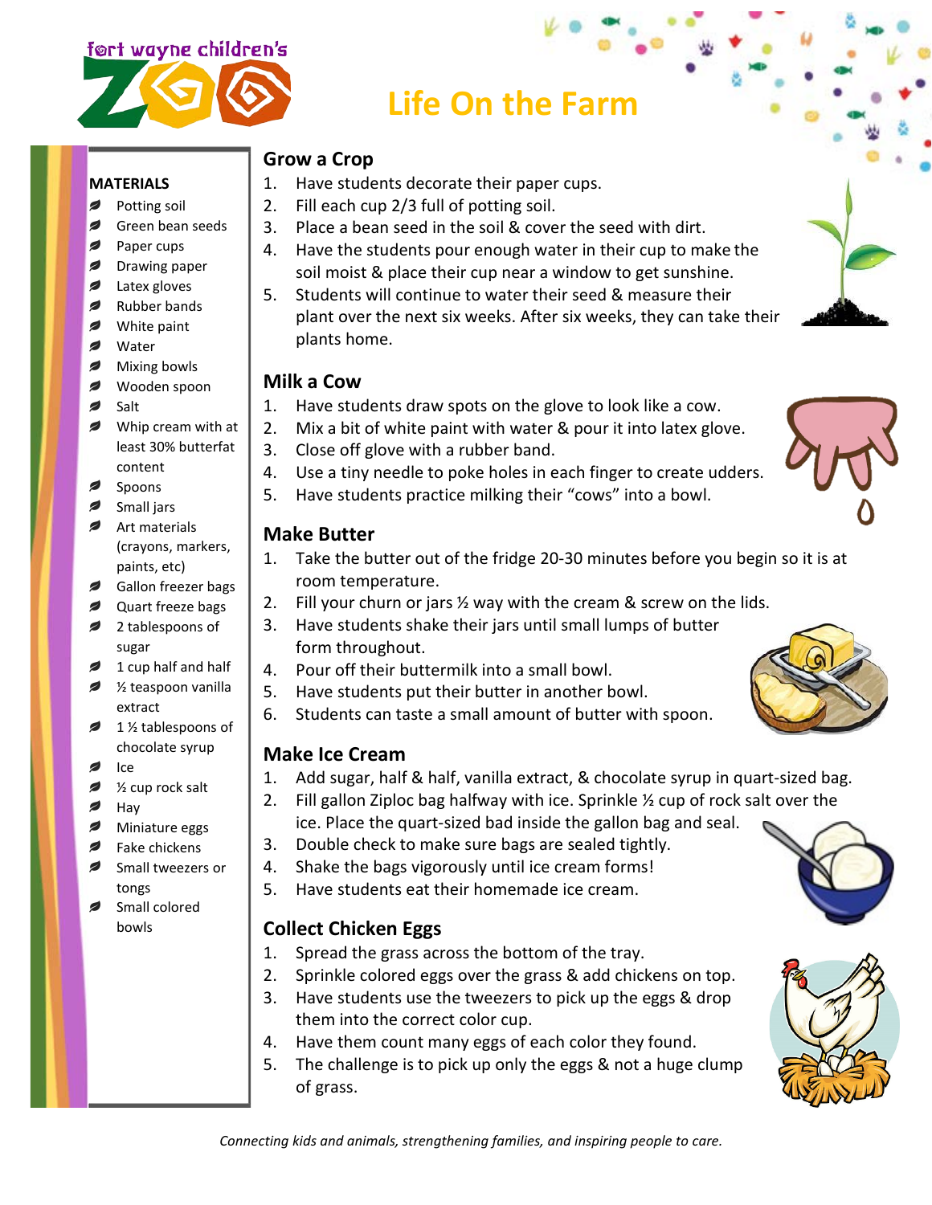fort wayne children's ZOO

# Life On the Farm

## MATERIALS

- Potting soil
- Green bean seeds
- Paper cups
- Drawing paper
- Latex gloves
- Rubber bands
- White paint
- Water
- Mixing bowls
- Wooden spoon
- Salt
- Whip cream with at least 30% butterfat content
- Spoons
- Small jars
- Art materials (crayons, markers, paints, etc)
- Gallon freezer bags
- Quart freeze bags
- 2 tablespoons of sugar
- 1 cup half and half
- ½ teaspoon vanilla extract
- 1 ½ tablespoons of chocolate syrup
- Ice
- ½ cup rock salt
- Hay
- Miniature eggs
- Fake chickens
- Small tweezers or tongs
- Small colored bowls

## Grow a Crop

1. Have students decorate their paper cups.
2. Fill each cup 2/3 full of potting soil.
3. Place a bean seed in the soil & cover the seed with dirt.
4. Have the students pour enough water in their cup to make the soil moist & place their cup near a window to get sunshine.
5. Students will continue to water their seed & measure their plant over the next six weeks. After six weeks, they can take their plants home.

## Milk a Cow

1. Have students draw spots on the glove to look like a cow.
2. Mix a bit of white paint with water & pour it into latex glove.
3. Close off glove with a rubber band.
4. Use a tiny needle to poke holes in each finger to create udders.
5. Have students practice milking their "cows" into a bowl.

## Make Butter

1. Take the butter out of the fridge 20-30 minutes before you begin so it is at room temperature.
2. Fill your churn or jars ½ way with the cream & screw on the lids.
3. Have students shake their jars until small lumps of butter form throughout.
4. Pour off their buttermilk into a small bowl.
5. Have students put their butter in another bowl.
6. Students can taste a small amount of butter with spoon.

## Make Ice Cream

1. Add sugar, half & half, vanilla extract, & chocolate syrup in quart-sized bag.
2. Fill gallon Ziploc bag halfway with ice. Sprinkle ½ cup of rock salt over the ice. Place the quart-sized bad inside the gallon bag and seal.
3. Double check to make sure bags are sealed tightly.
4. Shake the bags vigorously until ice cream forms!
5. Have students eat their homemade ice cream.

## Collect Chicken Eggs

1. Spread the grass across the bottom of the tray.
2. Sprinkle colored eggs over the grass & add chickens on top.
3. Have students use the tweezers to pick up the eggs & drop them into the correct color cup.
4. Have them count many eggs of each color they found.
5. The challenge is to pick up only the eggs & not a huge clump of grass.

*Connecting kids and animals, strengthening families, and inspiring people to care.*